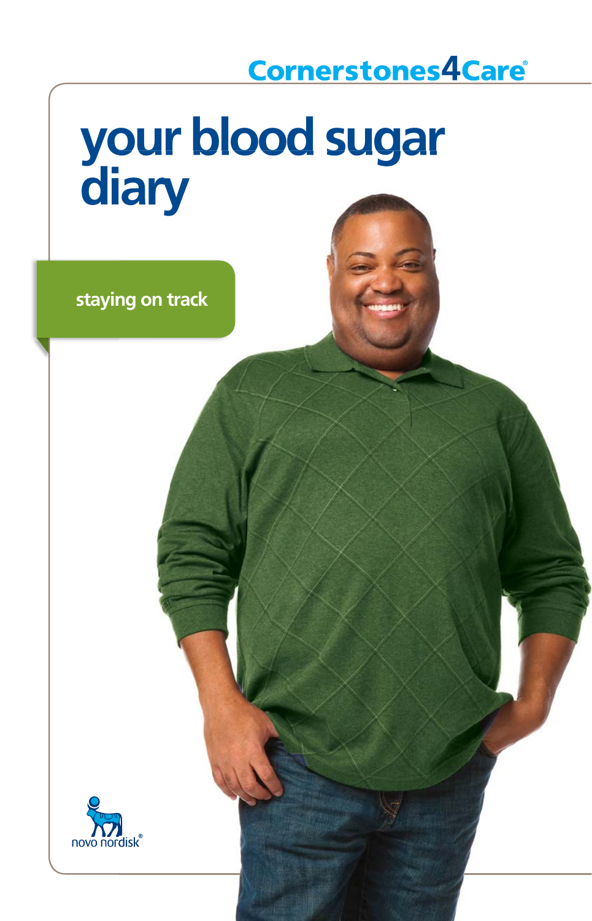Cornerstones4Care®

# your blood sugar diary

staying on track

novo nordisk®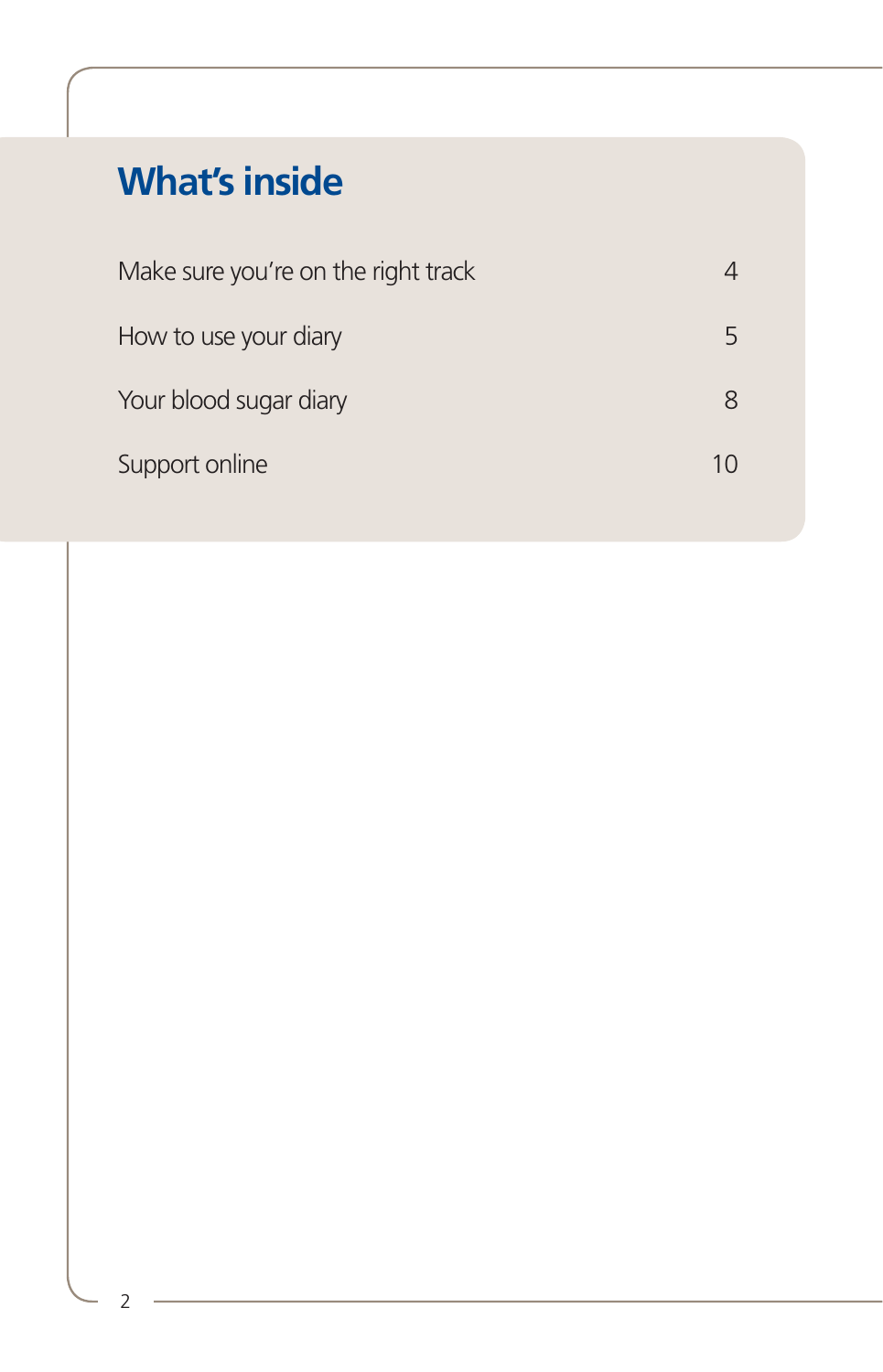# What's inside

| | |
|---|---|
| Make sure you're on the right track | 4 |
| How to use your diary | 5 |
| Your blood sugar diary | 8 |
| Support online | 10 |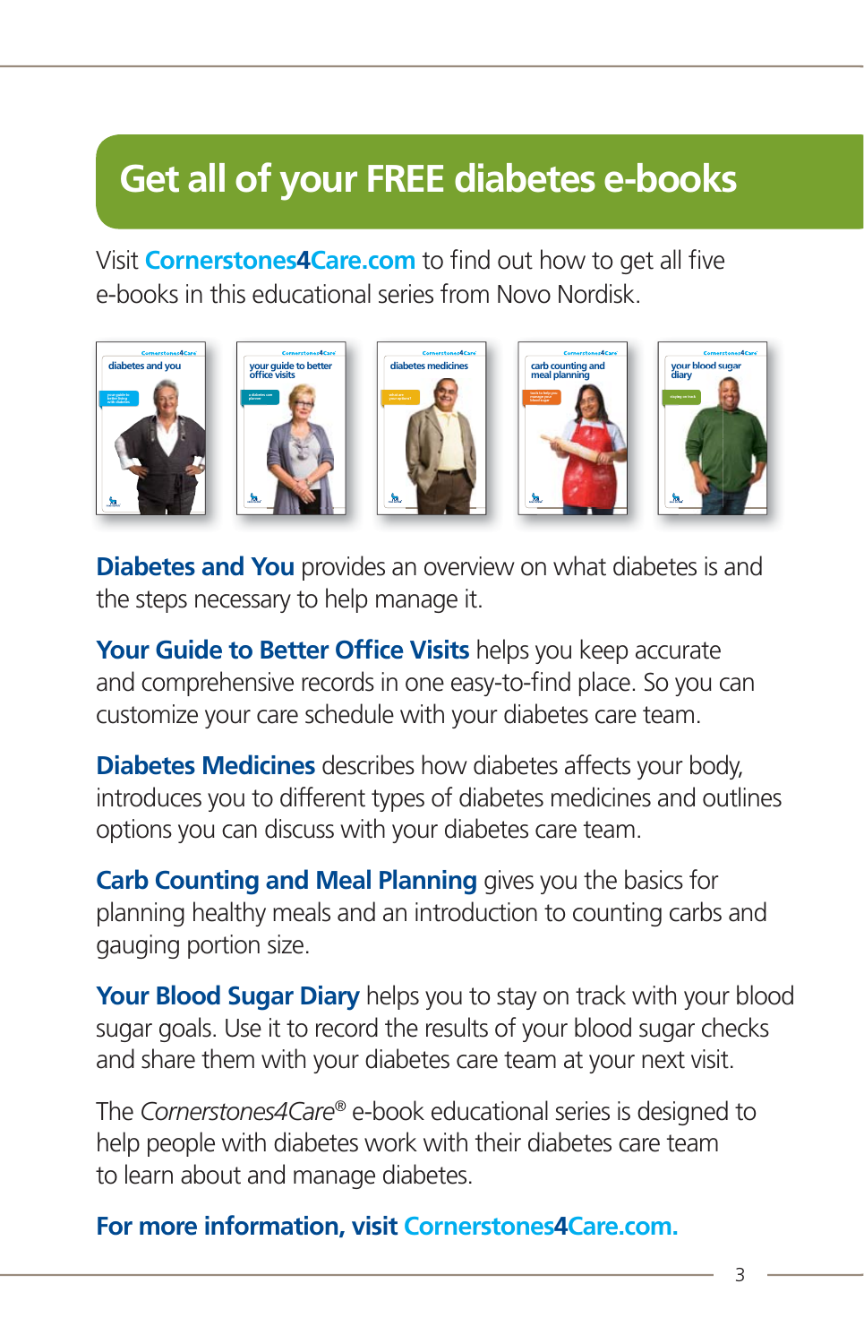# Get all of your FREE diabetes e-books

Visit **Cornerstones4Care.com** to find out how to get all five e-books in this educational series from Novo Nordisk.

**Diabetes and You** provides an overview on what diabetes is and the steps necessary to help manage it.

**Your Guide to Better Office Visits** helps you keep accurate and comprehensive records in one easy-to-find place. So you can customize your care schedule with your diabetes care team.

**Diabetes Medicines** describes how diabetes affects your body, introduces you to different types of diabetes medicines and outlines options you can discuss with your diabetes care team.

**Carb Counting and Meal Planning** gives you the basics for planning healthy meals and an introduction to counting carbs and gauging portion size.

**Your Blood Sugar Diary** helps you to stay on track with your blood sugar goals. Use it to record the results of your blood sugar checks and share them with your diabetes care team at your next visit.

The *Cornerstones4Care*® e-book educational series is designed to help people with diabetes work with their diabetes care team to learn about and manage diabetes.

**For more information, visit Cornerstones4Care.com.**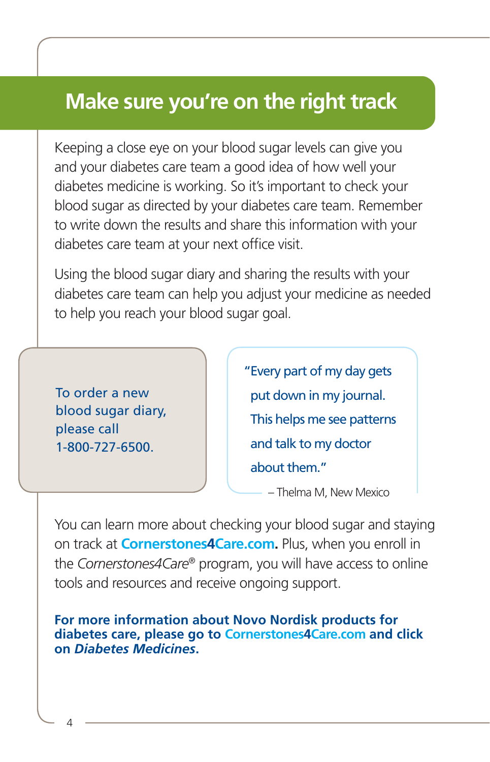## Make sure you're on the right track

Keeping a close eye on your blood sugar levels can give you and your diabetes care team a good idea of how well your diabetes medicine is working. So it's important to check your blood sugar as directed by your diabetes care team. Remember to write down the results and share this information with your diabetes care team at your next office visit.

Using the blood sugar diary and sharing the results with your diabetes care team can help you adjust your medicine as needed to help you reach your blood sugar goal.

To order a new blood sugar diary, please call 1-800-727-6500.

"Every part of my day gets put down in my journal. This helps me see patterns and talk to my doctor about them."

– Thelma M, New Mexico

You can learn more about checking your blood sugar and staying on track at **Cornerstones4Care.com.** Plus, when you enroll in the *Cornerstones4Care*® program, you will have access to online tools and resources and receive ongoing support.

**For more information about Novo Nordisk products for diabetes care, please go to Cornerstones4Care.com and click on *Diabetes Medicines*.**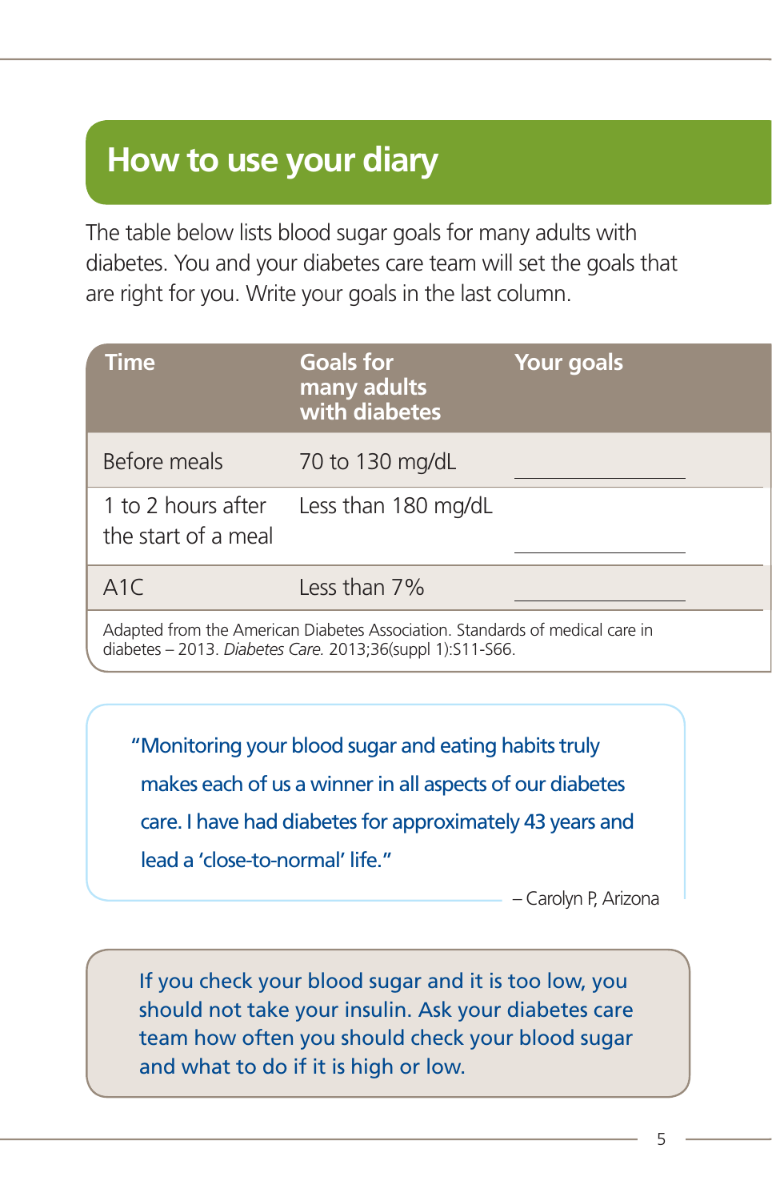# How to use your diary

The table below lists blood sugar goals for many adults with diabetes. You and your diabetes care team will set the goals that are right for you. Write your goals in the last column.

| Time | Goals for many adults with diabetes | Your goals |
|---|---|---|
| Before meals | 70 to 130 mg/dL | ____________ |
| 1 to 2 hours after the start of a meal | Less than 180 mg/dL | ____________ |
| A1C | Less than 7% | ____________ |

Adapted from the American Diabetes Association. Standards of medical care in diabetes – 2013. *Diabetes Care.* 2013;36(suppl 1):S11-S66.

> "Monitoring your blood sugar and eating habits truly makes each of us a winner in all aspects of our diabetes care. I have had diabetes for approximately 43 years and lead a 'close-to-normal' life."
>
> – Carolyn P, Arizona

If you check your blood sugar and it is too low, you should not take your insulin. Ask your diabetes care team how often you should check your blood sugar and what to do if it is high or low.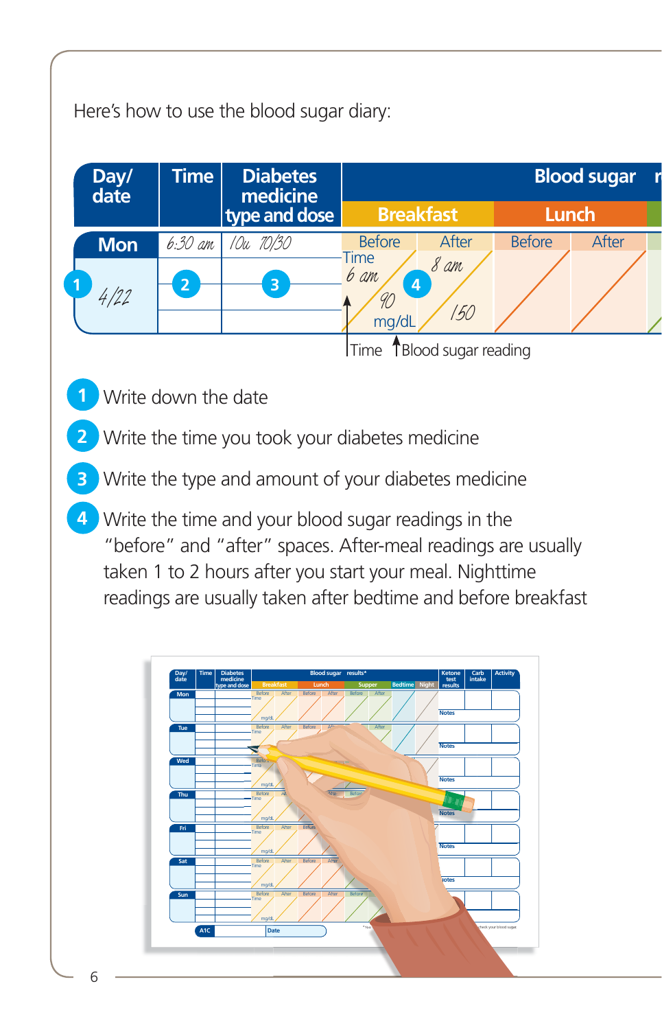Here's how to use the blood sugar diary:

| Day/ date | Time | Diabetes medicine type and dose | Blood sugar r | | | |
|---|---|---|---|---|---|---|
| | | | Breakfast | | Lunch | |
| | | | Before | After | Before | After |
| Mon 4/22 (1) | 6:30 am (2) | 10u 70/30 (3) | Time 6 am / 90 mg/dL (4) | 8 am / 150 | | |

Time — Blood sugar reading

1. Write down the date
2. Write the time you took your diabetes medicine
3. Write the type and amount of your diabetes medicine
4. Write the time and your blood sugar readings in the "before" and "after" spaces. After-meal readings are usually taken 1 to 2 hours after you start your meal. Nighttime readings are usually taken after bedtime and before breakfast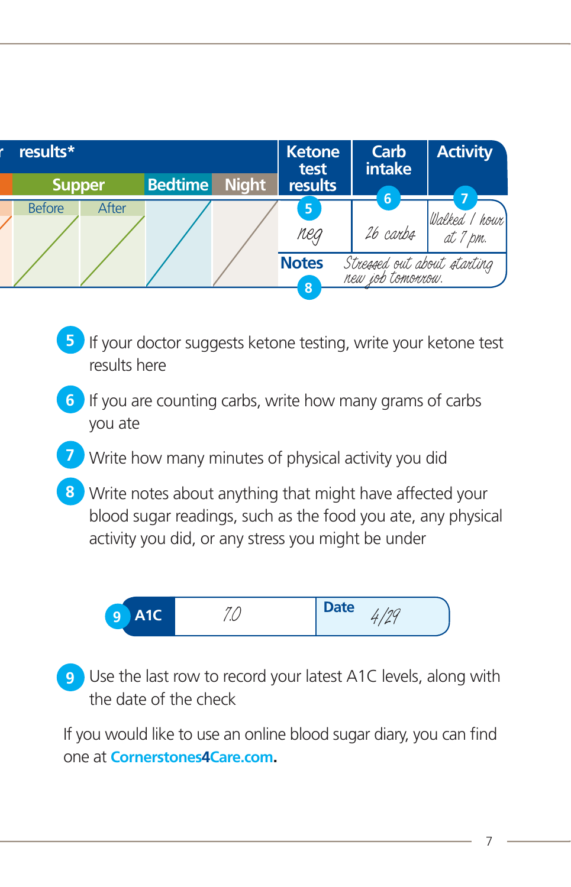| results* | | | | | Ketone test results | Carb intake | Activity |
|---|---|---|---|---|---|---|---|
| Supper | | Bedtime | Night | | 5 | 6 | 7 |
| Before | After | | | | neg | 26 carbs | Walked 1 hour at 7 pm. |
| | | | | | Notes 8 | Stressed out about starting new job tomorrow. | |

5 If your doctor suggests ketone testing, write your ketone test results here

6 If you are counting carbs, write how many grams of carbs you ate

7 Write how many minutes of physical activity you did

8 Write notes about anything that might have affected your blood sugar readings, such as the food you ate, any physical activity you did, or any stress you might be under

| 9 A1C | 7.0 | Date 4/29 |
|---|---|---|

9 Use the last row to record your latest A1C levels, along with the date of the check

If you would like to use an online blood sugar diary, you can find one at **Cornerstones4Care.com.**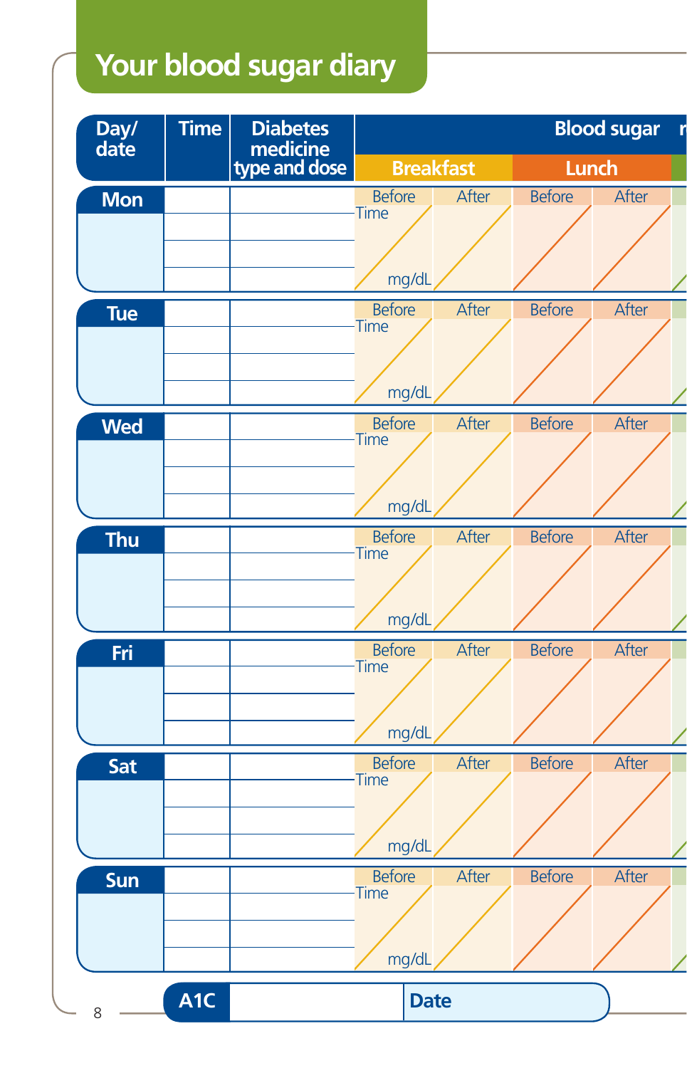# Your blood sugar diary

| Day/ date | Time | Diabetes medicine type and dose | Blood sugar r | | | |
|---|---|---|---|---|---|---|
| | | | Breakfast | | Lunch | |
| | | | Before | After | Before | After |
| Mon | | | Time / mg/dL | | | |
| | | | | | | |
| | | | | | | |
| | | | | | | |
| Tue | | | Time / mg/dL | | | |
| | | | | | | |
| | | | | | | |
| | | | | | | |
| Wed | | | Time / mg/dL | | | |
| | | | | | | |
| | | | | | | |
| | | | | | | |
| Thu | | | Time / mg/dL | | | |
| | | | | | | |
| | | | | | | |
| | | | | | | |
| Fri | | | Time / mg/dL | | | |
| | | | | | | |
| | | | | | | |
| | | | | | | |
| Sat | | | Time / mg/dL | | | |
| | | | | | | |
| | | | | | | |
| | | | | | | |
| Sun | | | Time / mg/dL | | | |
| | | | | | | |
| | | | | | | |
| | | | | | | |

| A1C | | Date |
|---|---|---|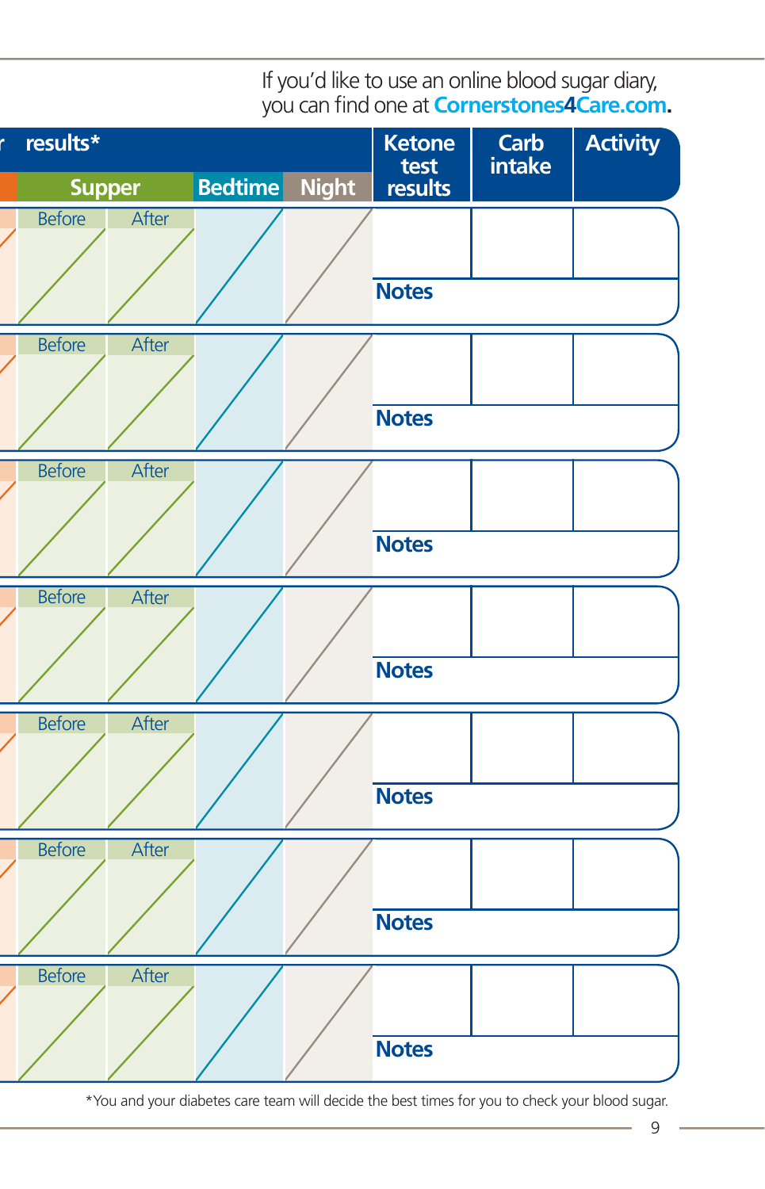If you'd like to use an online blood sugar diary, you can find one at **Cornerstones4Care.com**.

| results* | | | | Ketone test results | Carb intake | Activity |
|---|---|---|---|---|---|---|
| Supper | | Bedtime | Night | | | |
| Before | After | | | | | |
| | | | | Notes | | |
| Before | After | | | | | |
| | | | | Notes | | |
| Before | After | | | | | |
| | | | | Notes | | |
| Before | After | | | | | |
| | | | | Notes | | |
| Before | After | | | | | |
| | | | | Notes | | |
| Before | After | | | | | |
| | | | | Notes | | |
| Before | After | | | | | |
| | | | | Notes | | |

*You and your diabetes care team will decide the best times for you to check your blood sugar.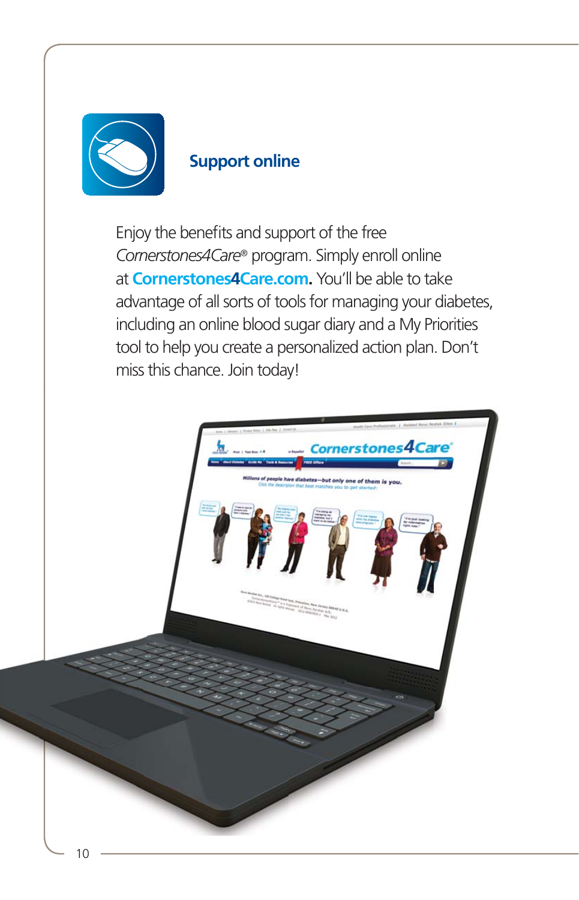## Support online

Enjoy the benefits and support of the free *Cornerstones4Care*® program. Simply enroll online at **Cornerstones4Care.com.** You'll be able to take advantage of all sorts of tools for managing your diabetes, including an online blood sugar diary and a My Priorities tool to help you create a personalized action plan. Don't miss this chance. Join today!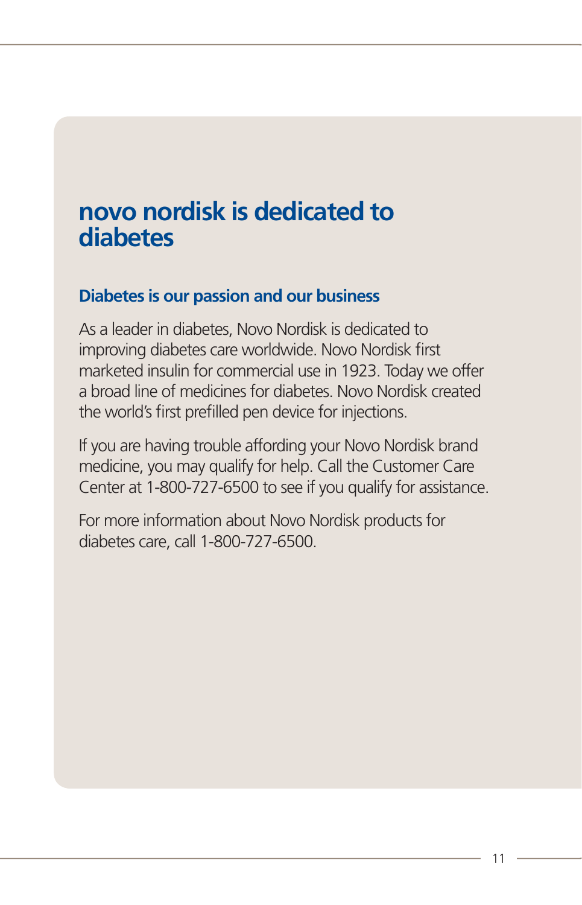# novo nordisk is dedicated to diabetes

## Diabetes is our passion and our business

As a leader in diabetes, Novo Nordisk is dedicated to improving diabetes care worldwide. Novo Nordisk first marketed insulin for commercial use in 1923. Today we offer a broad line of medicines for diabetes. Novo Nordisk created the world's first prefilled pen device for injections.

If you are having trouble affording your Novo Nordisk brand medicine, you may qualify for help. Call the Customer Care Center at 1-800-727-6500 to see if you qualify for assistance.

For more information about Novo Nordisk products for diabetes care, call 1-800-727-6500.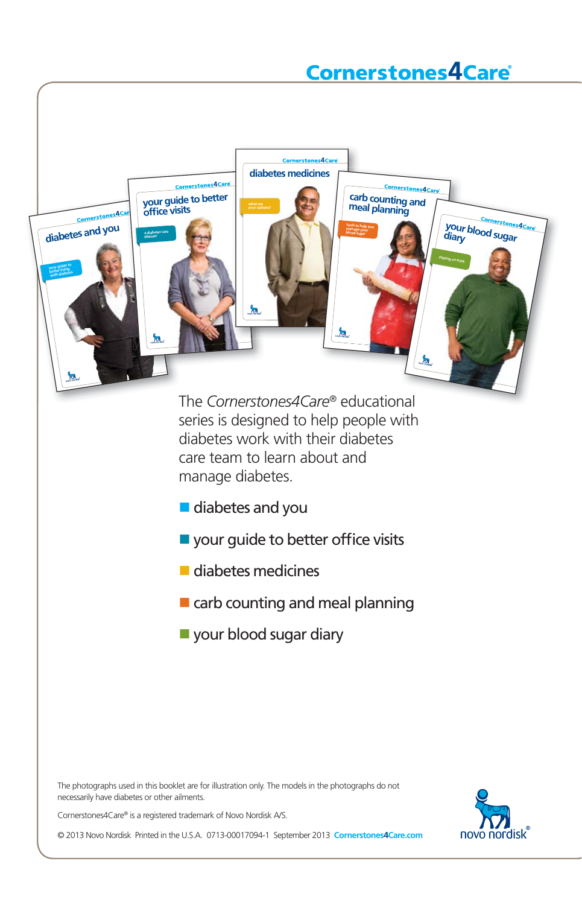Cornerstones4Care®

The *Cornerstones4Care®* educational series is designed to help people with diabetes work with their diabetes care team to learn about and manage diabetes.

- diabetes and you
- your guide to better office visits
- diabetes medicines
- carb counting and meal planning
- your blood sugar diary

The photographs used in this booklet are for illustration only. The models in the photographs do not necessarily have diabetes or other ailments.

Cornerstones4Care® is a registered trademark of Novo Nordisk A/S.

© 2013 Novo Nordisk Printed in the U.S.A. 0713-00017094-1 September 2013 **Cornerstones4Care.com**

novo nordisk®